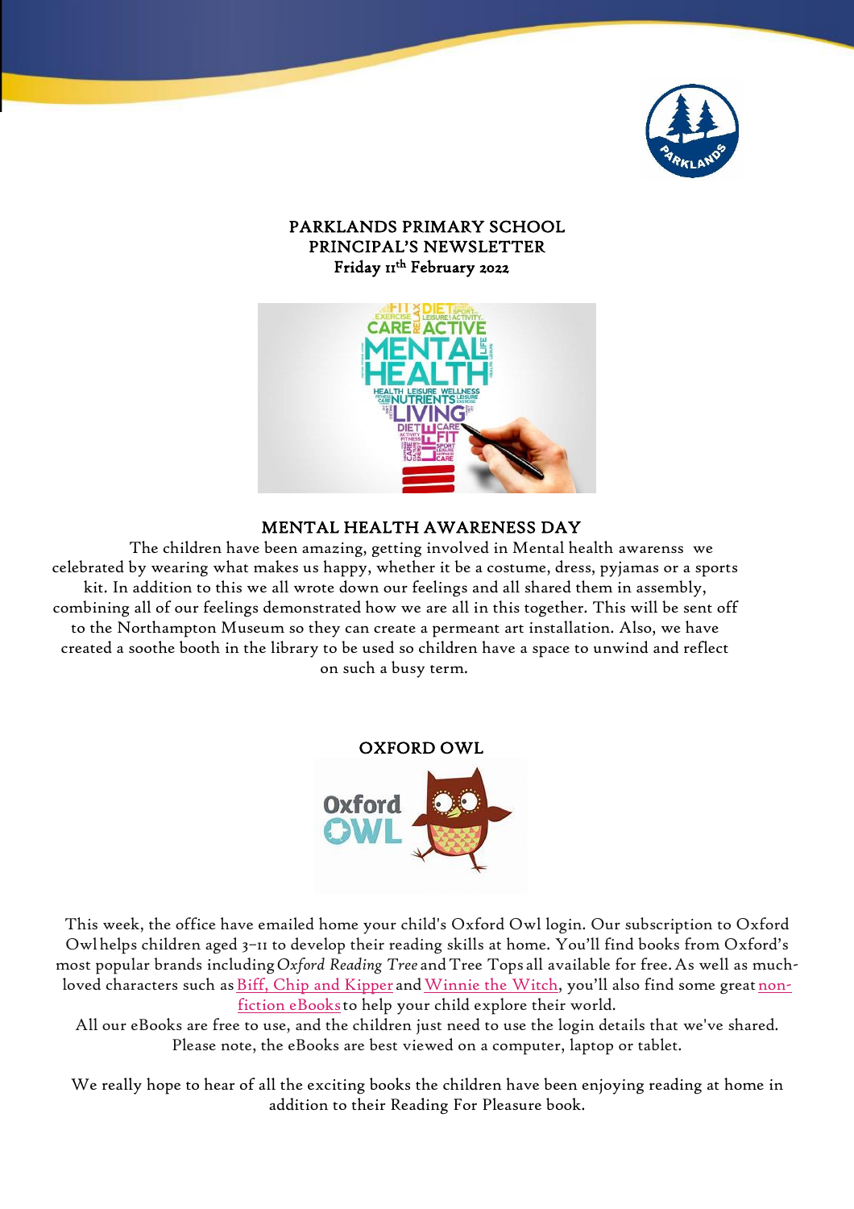# PARKLANDS PRIMARY SCHOOL
# PRINCIPAL'S NEWSLETTER
**Friday 11th February 2022**

## MENTAL HEALTH AWARENESS DAY

The children have been amazing, getting involved in Mental health awarenss we celebrated by wearing what makes us happy, whether it be a costume, dress, pyjamas or a sports kit. In addition to this we all wrote down our feelings and all shared them in assembly, combining all of our feelings demonstrated how we are all in this together. This will be sent off to the Northampton Museum so they can create a permeant art installation. Also, we have created a soothe booth in the library to be used so children have a space to unwind and reflect on such a busy term.

## OXFORD OWL

This week, the office have emailed home your child's Oxford Owl login. Our subscription to Oxford Owl helps children aged 3–11 to develop their reading skills at home. You'll find books from Oxford's most popular brands including *Oxford Reading Tree* and Tree Tops all available for free. As well as much-loved characters such as Biff, Chip and Kipper and Winnie the Witch, you'll also find some great non-fiction eBooks to help your child explore their world.

All our eBooks are free to use, and the children just need to use the login details that we've shared. Please note, the eBooks are best viewed on a computer, laptop or tablet.

We really hope to hear of all the exciting books the children have been enjoying reading at home in addition to their Reading For Pleasure book.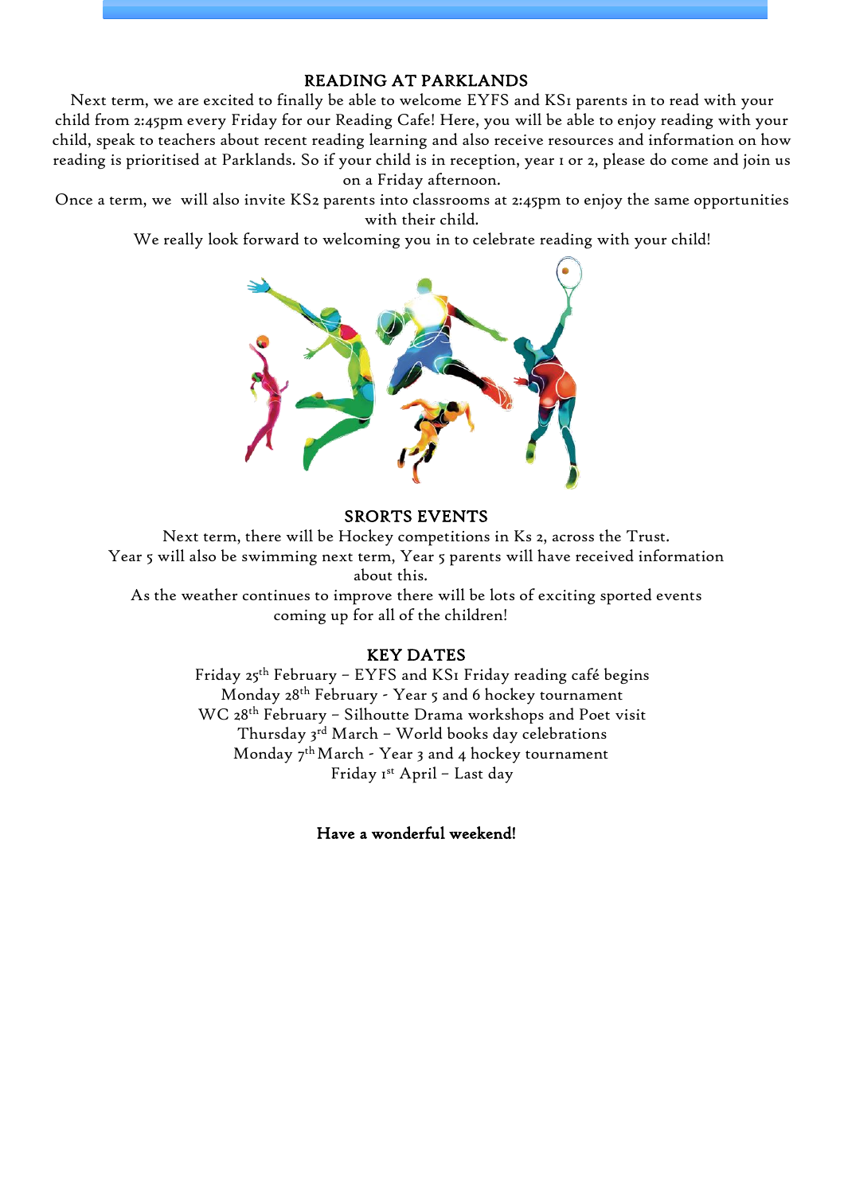## READING AT PARKLANDS

Next term, we are excited to finally be able to welcome EYFS and KS1 parents in to read with your child from 2:45pm every Friday for our Reading Cafe! Here, you will be able to enjoy reading with your child, speak to teachers about recent reading learning and also receive resources and information on how reading is prioritised at Parklands. So if your child is in reception, year 1 or 2, please do come and join us on a Friday afternoon.

Once a term, we will also invite KS2 parents into classrooms at 2:45pm to enjoy the same opportunities with their child.

We really look forward to welcoming you in to celebrate reading with your child!

## SRORTS EVENTS

Next term, there will be Hockey competitions in Ks 2, across the Trust.

Year 5 will also be swimming next term, Year 5 parents will have received information about this.

As the weather continues to improve there will be lots of exciting sported events coming up for all of the children!

## KEY DATES

Friday 25th February – EYFS and KS1 Friday reading café begins

Monday 28th February - Year 5 and 6 hockey tournament

WC 28th February – Silhoutte Drama workshops and Poet visit

Thursday 3rd March – World books day celebrations

Monday 7th March - Year 3 and 4 hockey tournament

Friday 1st April – Last day

**Have a wonderful weekend!**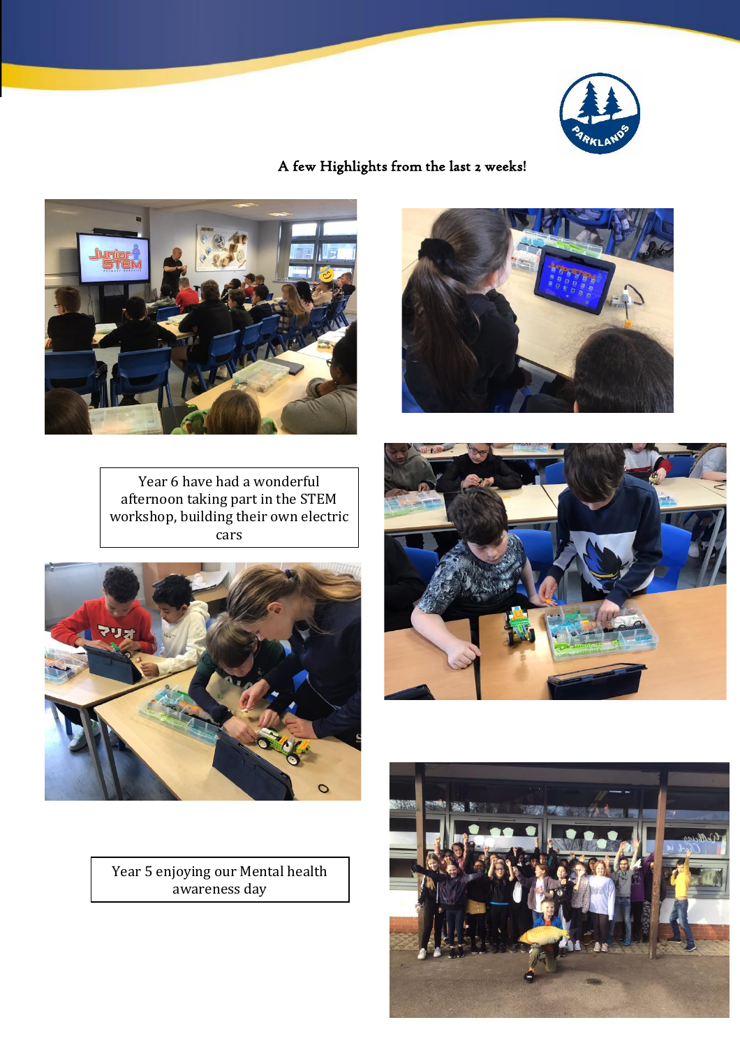A few Highlights from the last 2 weeks!

Year 6 have had a wonderful afternoon taking part in the STEM workshop, building their own electric cars

Year 5 enjoying our Mental health awareness day